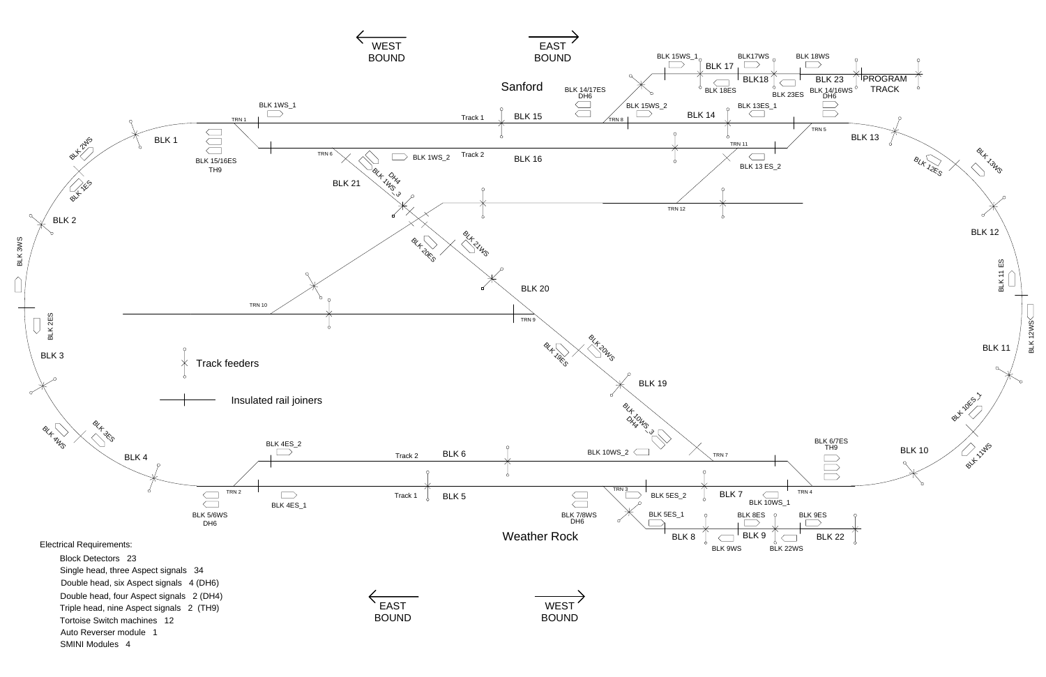WEST BOUND

EAST BOUND

Sanford

Weather Rock

EAST BOUND

WEST BOUND

Track feeders

Insulated rail joiners

Electrical Requirements:

- Block Detectors 23
- Single head, three Aspect signals 34
- Double head, six Aspect signals 4 (DH6)
- Double head, four Aspect signals 2 (DH4)
- Triple head, nine Aspect signals 2 (TH9)
- Tortoise Switch machines 12
- Auto Reverser module 1
- SMINI Modules 4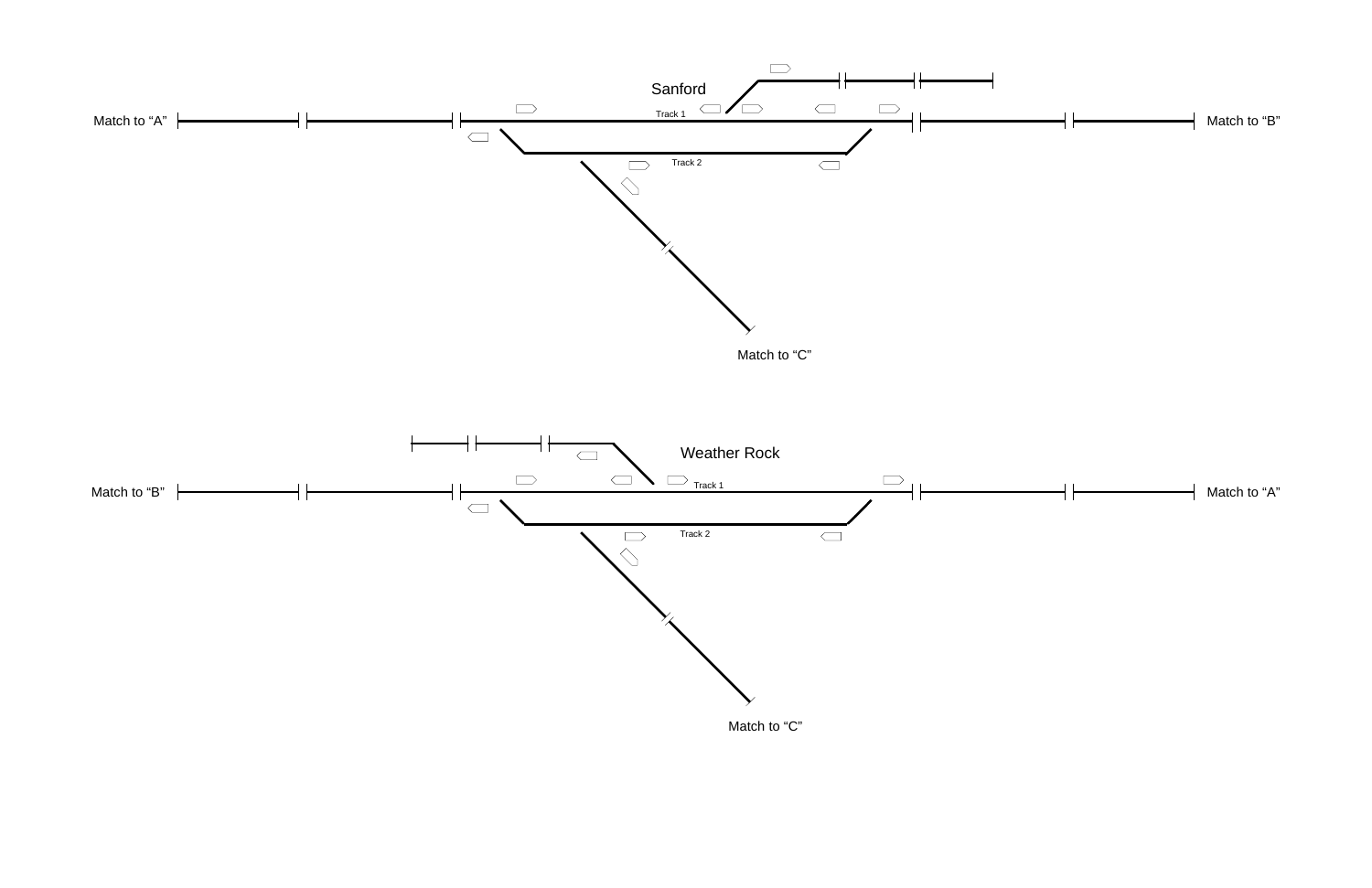Sanford

Match to “A”

Track 1

Match to “B”

Track 2

Match to “C”

Weather Rock

Match to “B”

Track 1

Match to “A”

Track 2

Match to “C”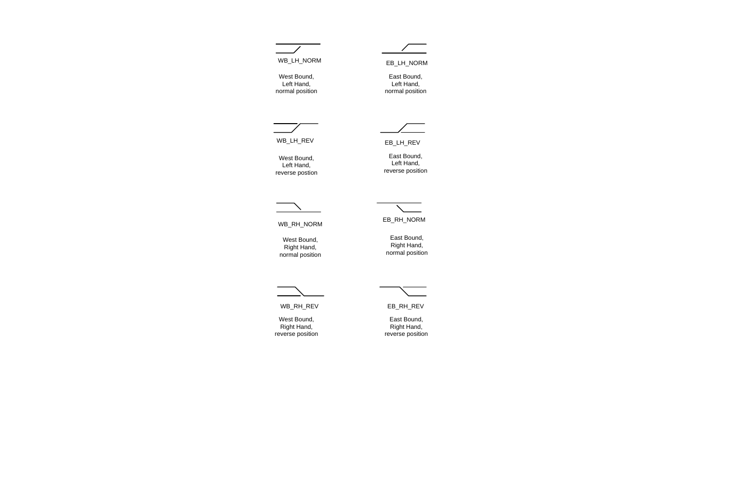WB_LH_NORM

West Bound,
Left Hand,
normal position

EB_LH_NORM

East Bound,
Left Hand,
normal position

WB_LH_REV

West Bound,
Left Hand,
reverse postion

EB_LH_REV

East Bound,
Left Hand,
reverse position

WB_RH_NORM

West Bound,
Right Hand,
normal position

EB_RH_NORM

East Bound,
Right Hand,
normal position

WB_RH_REV

West Bound,
Right Hand,
reverse position

EB_RH_REV

East Bound,
Right Hand,
reverse position